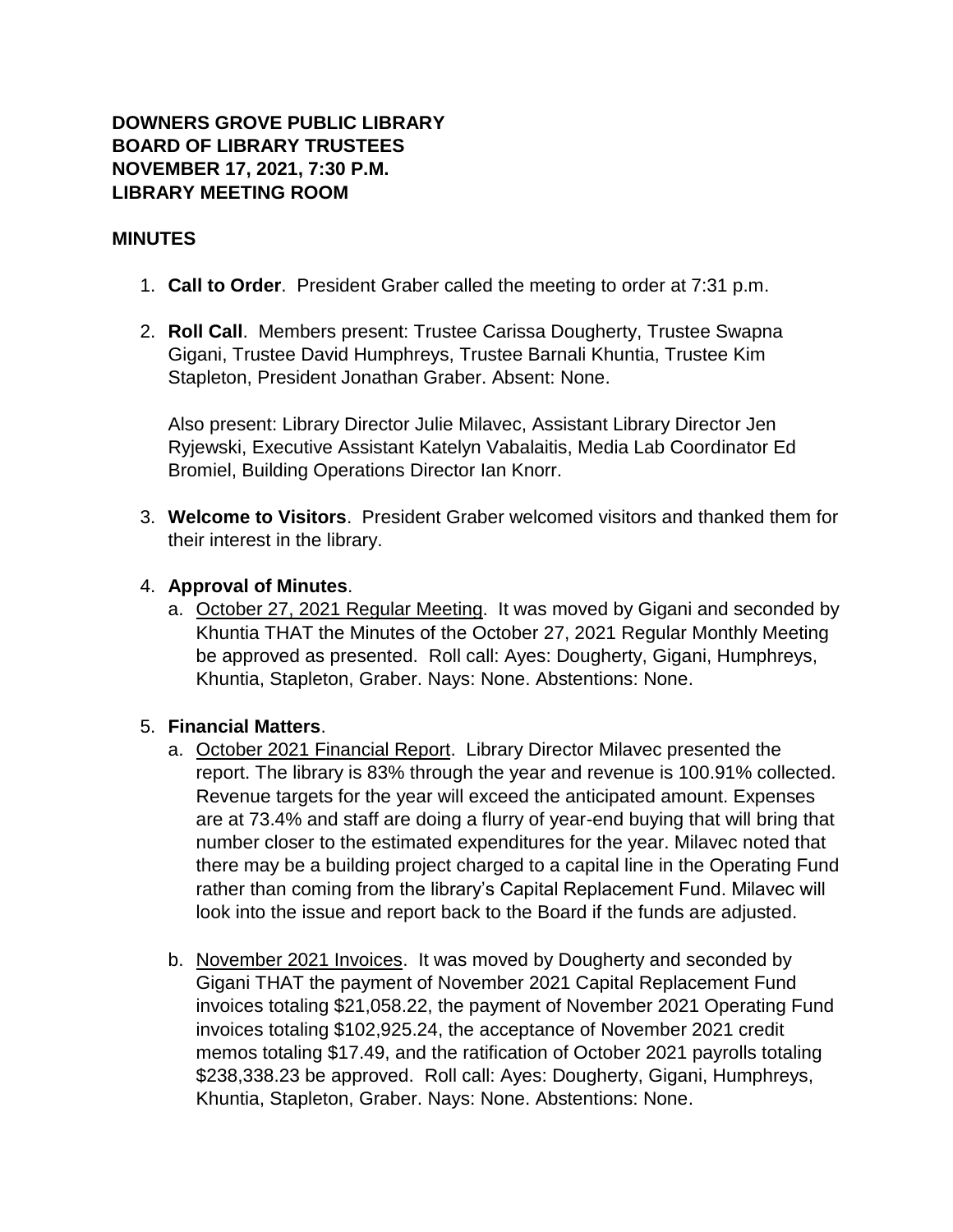**DOWNERS GROVE PUBLIC LIBRARY**
**BOARD OF LIBRARY TRUSTEES**
**NOVEMBER 17, 2021, 7:30 P.M.**
**LIBRARY MEETING ROOM**

**MINUTES**

1. **Call to Order**. President Graber called the meeting to order at 7:31 p.m.

2. **Roll Call**. Members present: Trustee Carissa Dougherty, Trustee Swapna Gigani, Trustee David Humphreys, Trustee Barnali Khuntia, Trustee Kim Stapleton, President Jonathan Graber. Absent: None.

   Also present: Library Director Julie Milavec, Assistant Library Director Jen Ryjewski, Executive Assistant Katelyn Vabalaitis, Media Lab Coordinator Ed Bromiel, Building Operations Director Ian Knorr.

3. **Welcome to Visitors**. President Graber welcomed visitors and thanked them for their interest in the library.

4. **Approval of Minutes**.
   a. <u>October 27, 2021 Regular Meeting</u>. It was moved by Gigani and seconded by Khuntia THAT the Minutes of the October 27, 2021 Regular Monthly Meeting be approved as presented. Roll call: Ayes: Dougherty, Gigani, Humphreys, Khuntia, Stapleton, Graber. Nays: None. Abstentions: None.

5. **Financial Matters**.
   a. <u>October 2021 Financial Report</u>. Library Director Milavec presented the report. The library is 83% through the year and revenue is 100.91% collected. Revenue targets for the year will exceed the anticipated amount. Expenses are at 73.4% and staff are doing a flurry of year-end buying that will bring that number closer to the estimated expenditures for the year. Milavec noted that there may be a building project charged to a capital line in the Operating Fund rather than coming from the library's Capital Replacement Fund. Milavec will look into the issue and report back to the Board if the funds are adjusted.

   b. <u>November 2021 Invoices</u>. It was moved by Dougherty and seconded by Gigani THAT the payment of November 2021 Capital Replacement Fund invoices totaling $21,058.22, the payment of November 2021 Operating Fund invoices totaling $102,925.24, the acceptance of November 2021 credit memos totaling $17.49, and the ratification of October 2021 payrolls totaling $238,338.23 be approved. Roll call: Ayes: Dougherty, Gigani, Humphreys, Khuntia, Stapleton, Graber. Nays: None. Abstentions: None.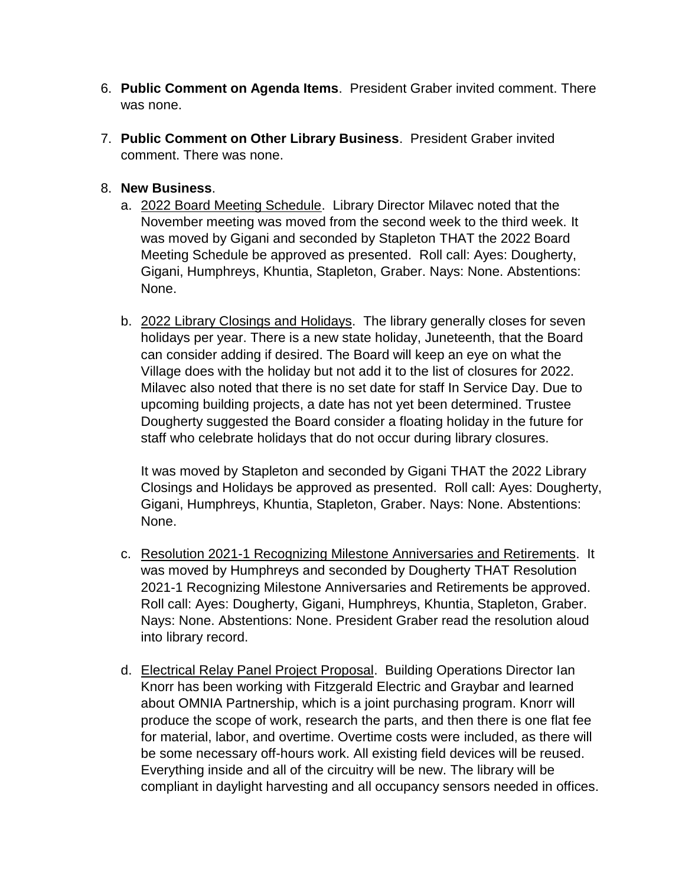6. **Public Comment on Agenda Items**. President Graber invited comment. There was none.

7. **Public Comment on Other Library Business**. President Graber invited comment. There was none.

8. **New Business**.

   a. 2022 Board Meeting Schedule. Library Director Milavec noted that the November meeting was moved from the second week to the third week. It was moved by Gigani and seconded by Stapleton THAT the 2022 Board Meeting Schedule be approved as presented. Roll call: Ayes: Dougherty, Gigani, Humphreys, Khuntia, Stapleton, Graber. Nays: None. Abstentions: None.

   b. 2022 Library Closings and Holidays. The library generally closes for seven holidays per year. There is a new state holiday, Juneteenth, that the Board can consider adding if desired. The Board will keep an eye on what the Village does with the holiday but not add it to the list of closures for 2022. Milavec also noted that there is no set date for staff In Service Day. Due to upcoming building projects, a date has not yet been determined. Trustee Dougherty suggested the Board consider a floating holiday in the future for staff who celebrate holidays that do not occur during library closures.

      It was moved by Stapleton and seconded by Gigani THAT the 2022 Library Closings and Holidays be approved as presented. Roll call: Ayes: Dougherty, Gigani, Humphreys, Khuntia, Stapleton, Graber. Nays: None. Abstentions: None.

   c. Resolution 2021-1 Recognizing Milestone Anniversaries and Retirements. It was moved by Humphreys and seconded by Dougherty THAT Resolution 2021-1 Recognizing Milestone Anniversaries and Retirements be approved. Roll call: Ayes: Dougherty, Gigani, Humphreys, Khuntia, Stapleton, Graber. Nays: None. Abstentions: None. President Graber read the resolution aloud into library record.

   d. Electrical Relay Panel Project Proposal. Building Operations Director Ian Knorr has been working with Fitzgerald Electric and Graybar and learned about OMNIA Partnership, which is a joint purchasing program. Knorr will produce the scope of work, research the parts, and then there is one flat fee for material, labor, and overtime. Overtime costs were included, as there will be some necessary off-hours work. All existing field devices will be reused. Everything inside and all of the circuitry will be new. The library will be compliant in daylight harvesting and all occupancy sensors needed in offices.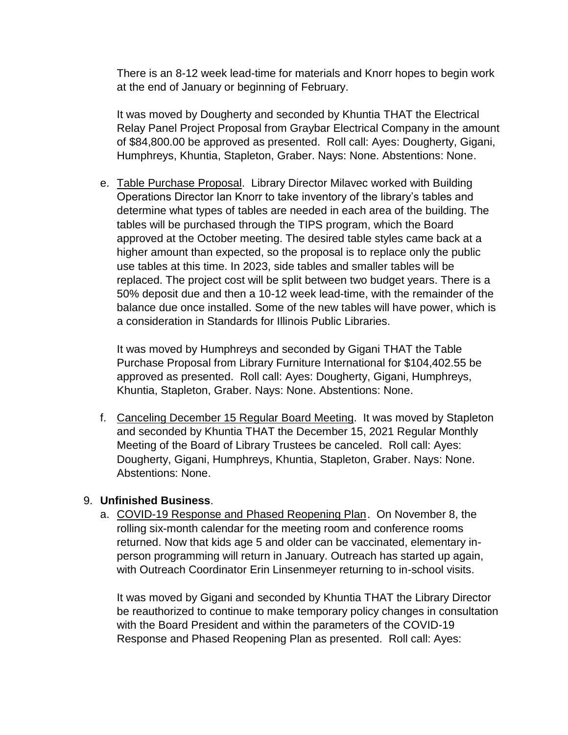There is an 8-12 week lead-time for materials and Knorr hopes to begin work at the end of January or beginning of February.

It was moved by Dougherty and seconded by Khuntia THAT the Electrical Relay Panel Project Proposal from Graybar Electrical Company in the amount of $84,800.00 be approved as presented. Roll call: Ayes: Dougherty, Gigani, Humphreys, Khuntia, Stapleton, Graber. Nays: None. Abstentions: None.

e. Table Purchase Proposal. Library Director Milavec worked with Building Operations Director Ian Knorr to take inventory of the library's tables and determine what types of tables are needed in each area of the building. The tables will be purchased through the TIPS program, which the Board approved at the October meeting. The desired table styles came back at a higher amount than expected, so the proposal is to replace only the public use tables at this time. In 2023, side tables and smaller tables will be replaced. The project cost will be split between two budget years. There is a 50% deposit due and then a 10-12 week lead-time, with the remainder of the balance due once installed. Some of the new tables will have power, which is a consideration in Standards for Illinois Public Libraries.

   It was moved by Humphreys and seconded by Gigani THAT the Table Purchase Proposal from Library Furniture International for $104,402.55 be approved as presented. Roll call: Ayes: Dougherty, Gigani, Humphreys, Khuntia, Stapleton, Graber. Nays: None. Abstentions: None.

f. Canceling December 15 Regular Board Meeting. It was moved by Stapleton and seconded by Khuntia THAT the December 15, 2021 Regular Monthly Meeting of the Board of Library Trustees be canceled. Roll call: Ayes: Dougherty, Gigani, Humphreys, Khuntia, Stapleton, Graber. Nays: None. Abstentions: None.

9. **Unfinished Business**.

   a. COVID-19 Response and Phased Reopening Plan. On November 8, the rolling six-month calendar for the meeting room and conference rooms returned. Now that kids age 5 and older can be vaccinated, elementary in-person programming will return in January. Outreach has started up again, with Outreach Coordinator Erin Linsenmeyer returning to in-school visits.

   It was moved by Gigani and seconded by Khuntia THAT the Library Director be reauthorized to continue to make temporary policy changes in consultation with the Board President and within the parameters of the COVID-19 Response and Phased Reopening Plan as presented. Roll call: Ayes: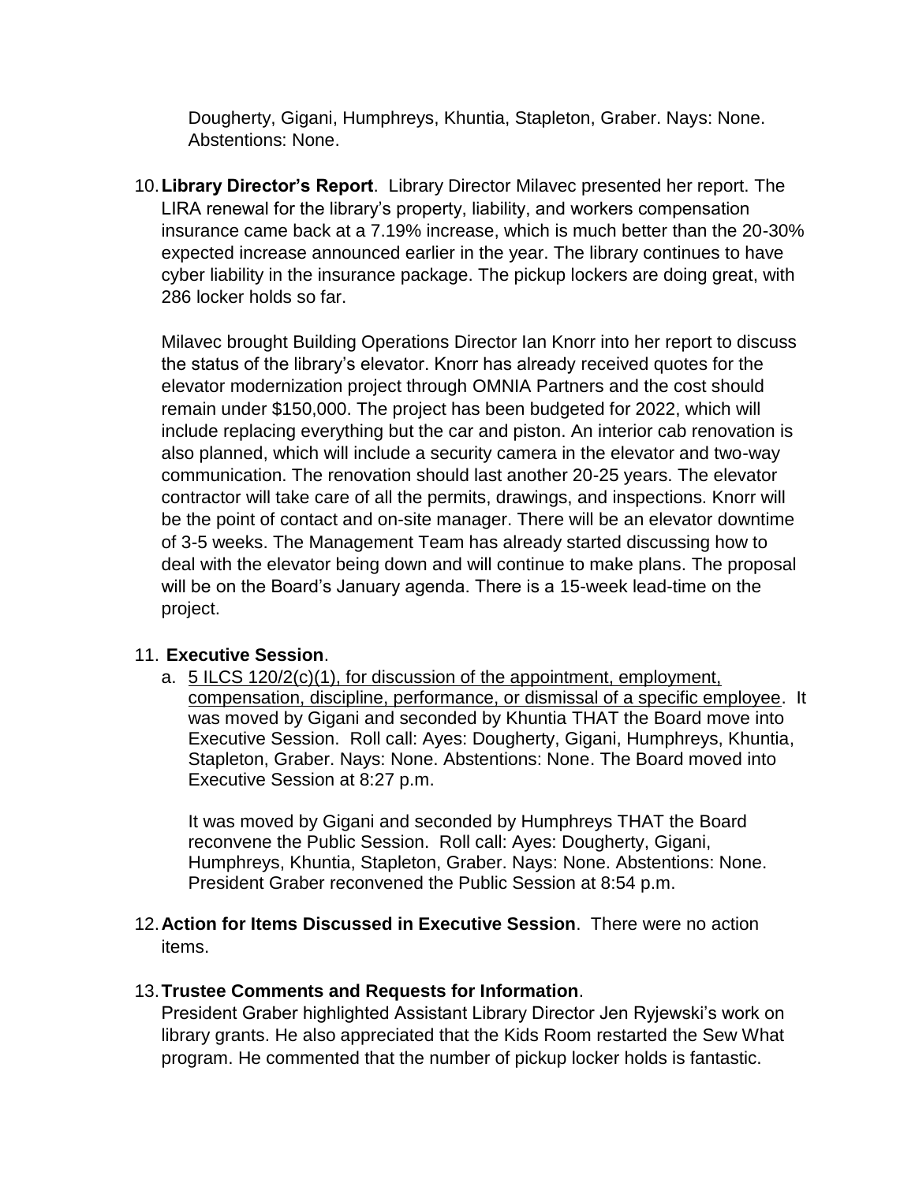Dougherty, Gigani, Humphreys, Khuntia, Stapleton, Graber. Nays: None. Abstentions: None.

10. **Library Director's Report**. Library Director Milavec presented her report. The LIRA renewal for the library's property, liability, and workers compensation insurance came back at a 7.19% increase, which is much better than the 20-30% expected increase announced earlier in the year. The library continues to have cyber liability in the insurance package. The pickup lockers are doing great, with 286 locker holds so far.

    Milavec brought Building Operations Director Ian Knorr into her report to discuss the status of the library's elevator. Knorr has already received quotes for the elevator modernization project through OMNIA Partners and the cost should remain under $150,000. The project has been budgeted for 2022, which will include replacing everything but the car and piston. An interior cab renovation is also planned, which will include a security camera in the elevator and two-way communication. The renovation should last another 20-25 years. The elevator contractor will take care of all the permits, drawings, and inspections. Knorr will be the point of contact and on-site manager. There will be an elevator downtime of 3-5 weeks. The Management Team has already started discussing how to deal with the elevator being down and will continue to make plans. The proposal will be on the Board's January agenda. There is a 15-week lead-time on the project.

11. **Executive Session**.
    a. <u>5 ILCS 120/2(c)(1), for discussion of the appointment, employment, compensation, discipline, performance, or dismissal of a specific employee</u>. It was moved by Gigani and seconded by Khuntia THAT the Board move into Executive Session. Roll call: Ayes: Dougherty, Gigani, Humphreys, Khuntia, Stapleton, Graber. Nays: None. Abstentions: None. The Board moved into Executive Session at 8:27 p.m.

       It was moved by Gigani and seconded by Humphreys THAT the Board reconvene the Public Session. Roll call: Ayes: Dougherty, Gigani, Humphreys, Khuntia, Stapleton, Graber. Nays: None. Abstentions: None. President Graber reconvened the Public Session at 8:54 p.m.

12. **Action for Items Discussed in Executive Session**. There were no action items.

13. **Trustee Comments and Requests for Information**.
    President Graber highlighted Assistant Library Director Jen Ryjewski's work on library grants. He also appreciated that the Kids Room restarted the Sew What program. He commented that the number of pickup locker holds is fantastic.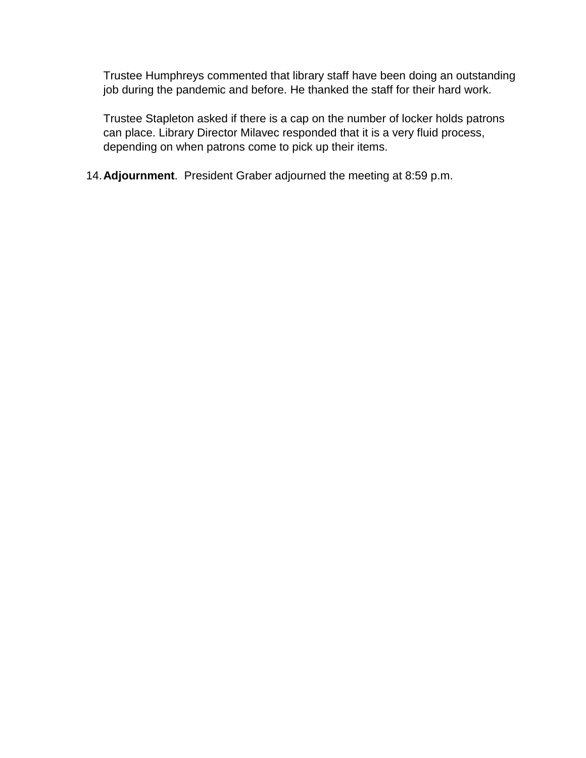Trustee Humphreys commented that library staff have been doing an outstanding job during the pandemic and before. He thanked the staff for their hard work.

Trustee Stapleton asked if there is a cap on the number of locker holds patrons can place. Library Director Milavec responded that it is a very fluid process, depending on when patrons come to pick up their items.

14. **Adjournment**. President Graber adjourned the meeting at 8:59 p.m.